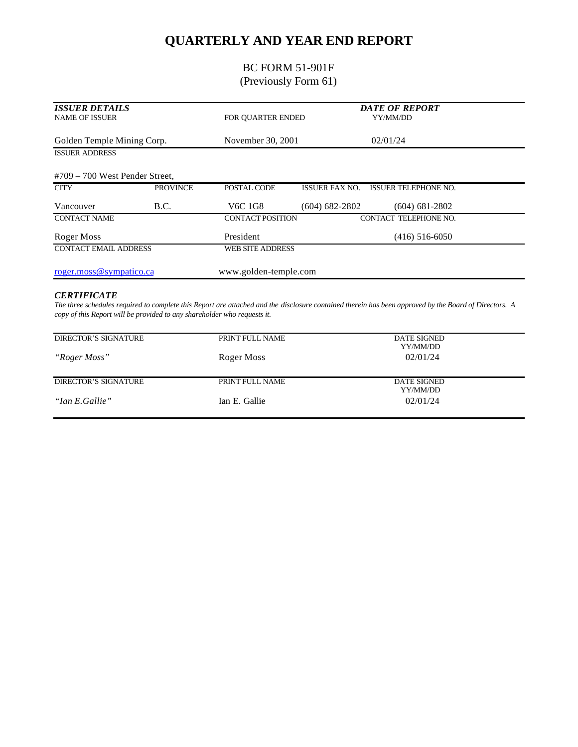# QUARTERLY AND YEAR END REPORT

BC FORM 51-901F
(Previously Form 61)

| ***ISSUER DETAILS*** | | | | ***DATE OF REPORT*** |
|---|---|---|---|---|
| NAME OF ISSUER | | FOR QUARTER ENDED | | YY/MM/DD |
| Golden Temple Mining Corp. | | November 30, 2001 | | 02/01/24 |
| ISSUER ADDRESS | | | | |
| #709 – 700 West Pender Street, | | | | |
| CITY | PROVINCE | POSTAL CODE | ISSUER FAX NO. | ISSUER TELEPHONE NO. |
| Vancouver | B.C. | V6C 1G8 | (604) 682-2802 | (604) 681-2802 |
| CONTACT NAME | | CONTACT POSITION | | CONTACT TELEPHONE NO. |
| Roger Moss | | President | | (416) 516-6050 |
| CONTACT EMAIL ADDRESS | | WEB SITE ADDRESS | | |
| roger.moss@sympatico.ca | | www.golden-temple.com | | |

***CERTIFICATE***

*The three schedules required to complete this Report are attached and the disclosure contained therein has been approved by the Board of Directors. A copy of this Report will be provided to any shareholder who requests it.*

| DIRECTOR'S SIGNATURE | PRINT FULL NAME | DATE SIGNED YY/MM/DD |
|---|---|---|
| *"Roger Moss"* | Roger Moss | 02/01/24 |
| DIRECTOR'S SIGNATURE | PRINT FULL NAME | DATE SIGNED YY/MM/DD |
| *"Ian E.Gallie"* | Ian E. Gallie | 02/01/24 |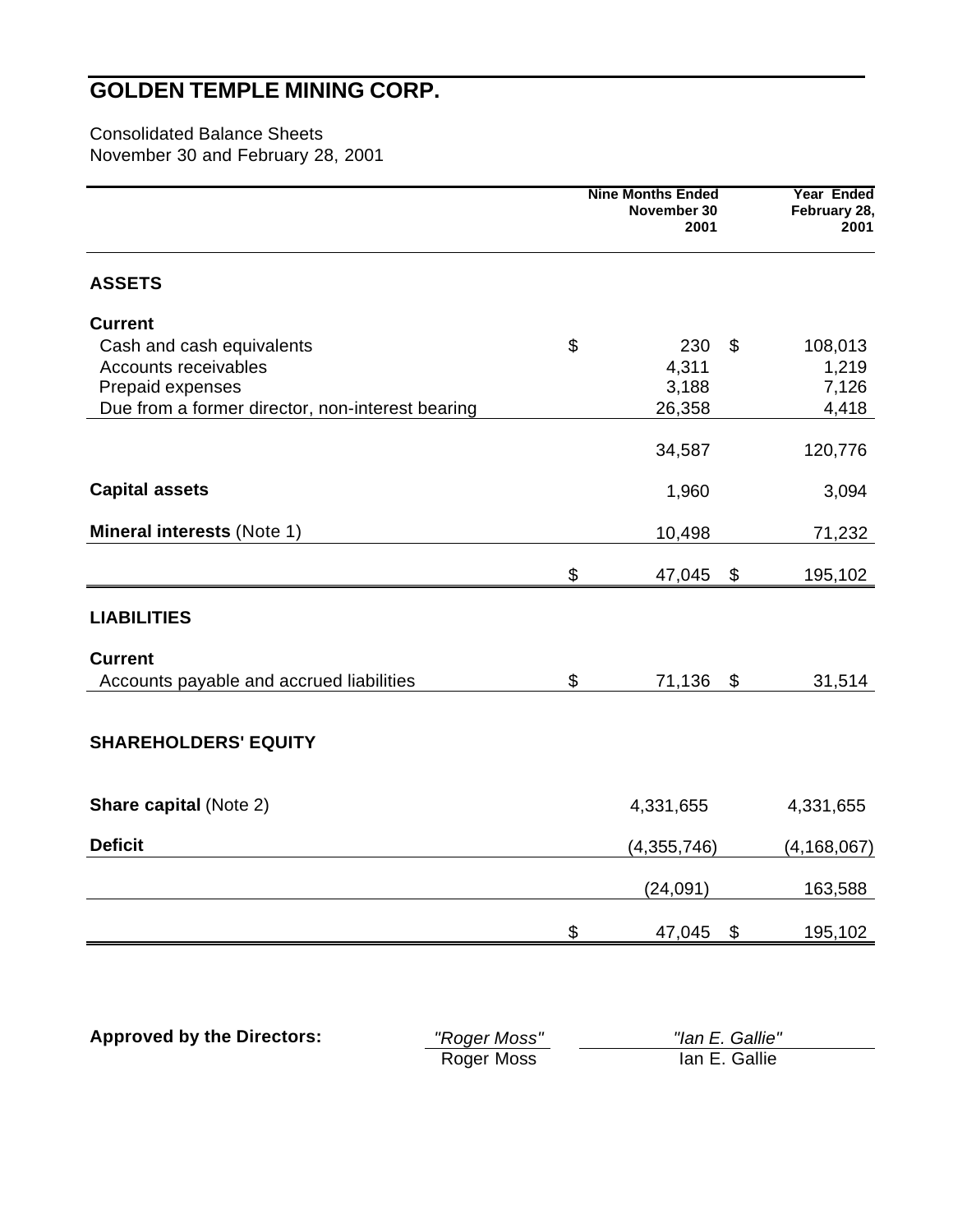# GOLDEN TEMPLE MINING CORP.

Consolidated Balance Sheets
November 30 and February 28, 2001

| | Nine Months Ended November 30 2001 | Year Ended February 28, 2001 |
|---|---|---|
| **ASSETS** | | |
| **Current** | | |
| Cash and cash equivalents | $ 230 | $ 108,013 |
| Accounts receivables | 4,311 | 1,219 |
| Prepaid expenses | 3,188 | 7,126 |
| Due from a former director, non-interest bearing | 26,358 | 4,418 |
| | 34,587 | 120,776 |
| **Capital assets** | 1,960 | 3,094 |
| **Mineral interests** (Note 1) | 10,498 | 71,232 |
| | $ 47,045 | $ 195,102 |
| **LIABILITIES** | | |
| **Current** | | |
| Accounts payable and accrued liabilities | $ 71,136 | $ 31,514 |
| **SHAREHOLDERS' EQUITY** | | |
| **Share capital** (Note 2) | 4,331,655 | 4,331,655 |
| **Deficit** | (4,355,746) | (4,168,067) |
| | (24,091) | 163,588 |
| | $ 47,045 | $ 195,102 |

**Approved by the Directors:**

*"Roger Moss"*
Roger Moss

*"Ian E. Gallie"*
Ian E. Gallie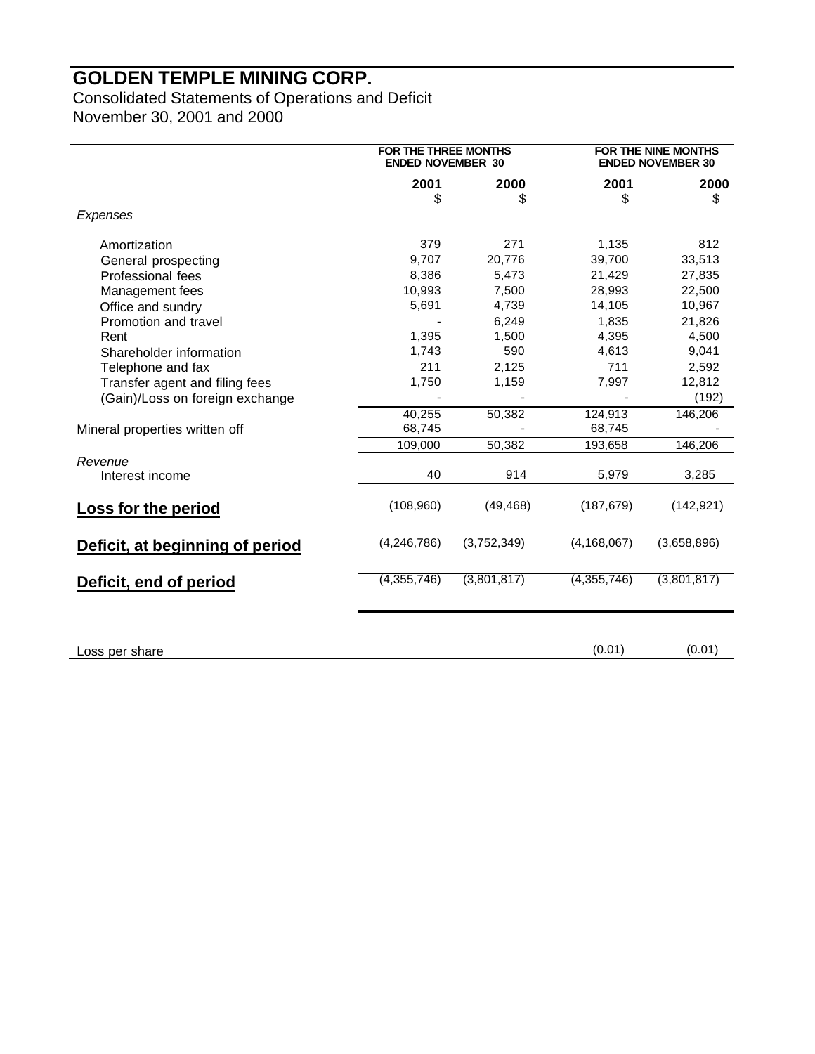# GOLDEN TEMPLE MINING CORP.

Consolidated Statements of Operations and Deficit
November 30, 2001 and 2000

| | FOR THE THREE MONTHS ENDED NOVEMBER 30 | | FOR THE NINE MONTHS ENDED NOVEMBER 30 | |
|---|---|---|---|---|
| | 2001 | 2000 | 2001 | 2000 |
| | $ | $ | $ | $ |
| *Expenses* | | | | |
| Amortization | 379 | 271 | 1,135 | 812 |
| General prospecting | 9,707 | 20,776 | 39,700 | 33,513 |
| Professional fees | 8,386 | 5,473 | 21,429 | 27,835 |
| Management fees | 10,993 | 7,500 | 28,993 | 22,500 |
| Office and sundry | 5,691 | 4,739 | 14,105 | 10,967 |
| Promotion and travel | - | 6,249 | 1,835 | 21,826 |
| Rent | 1,395 | 1,500 | 4,395 | 4,500 |
| Shareholder information | 1,743 | 590 | 4,613 | 9,041 |
| Telephone and fax | 211 | 2,125 | 711 | 2,592 |
| Transfer agent and filing fees | 1,750 | 1,159 | 7,997 | 12,812 |
| (Gain)/Loss on foreign exchange | - | - | - | (192) |
| | 40,255 | 50,382 | 124,913 | 146,206 |
| Mineral properties written off | 68,745 | - | 68,745 | - |
| | 109,000 | 50,382 | 193,658 | 146,206 |
| *Revenue* | | | | |
| Interest income | 40 | 914 | 5,979 | 3,285 |
| **Loss for the period** | (108,960) | (49,468) | (187,679) | (142,921) |
| **Deficit, at beginning of period** | (4,246,786) | (3,752,349) | (4,168,067) | (3,658,896) |
| **Deficit, end of period** | (4,355,746) | (3,801,817) | (4,355,746) | (3,801,817) |
| Loss per share | | | (0.01) | (0.01) |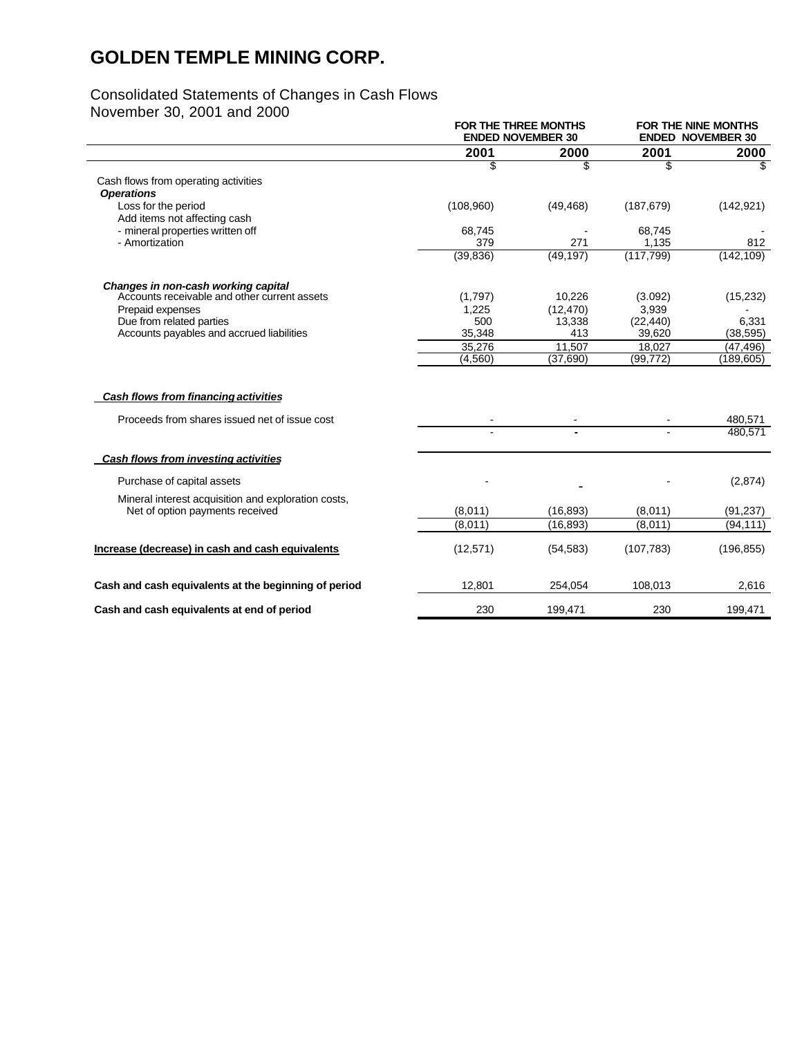# GOLDEN TEMPLE MINING CORP.

Consolidated Statements of Changes in Cash Flows
November 30, 2001 and 2000

| | FOR THE THREE MONTHS ENDED NOVEMBER 30 | | FOR THE NINE MONTHS ENDED NOVEMBER 30 | |
|---|---|---|---|---|
| | **2001** | **2000** | **2001** | **2000** |
| | $ | $ | $ | $ |
| Cash flows from operating activities | | | | |
| ***Operations*** | | | | |
| Loss for the period | (108,960) | (49,468) | (187,679) | (142,921) |
| Add items not affecting cash | | | | |
| - mineral properties written off | 68,745 | - | 68,745 | - |
| - Amortization | 379 | 271 | 1,135 | 812 |
| | (39,836) | (49,197) | (117,799) | (142,109) |
| ***Changes in non-cash working capital*** | | | | |
| Accounts receivable and other current assets | (1,797) | 10,226 | (3.092) | (15,232) |
| Prepaid expenses | 1,225 | (12,470) | 3,939 | - |
| Due from related parties | 500 | 13,338 | (22,440) | 6,331 |
| Accounts payables and accrued liabilities | 35,348 | 413 | 39,620 | (38,595) |
| | 35,276 | 11,507 | 18,027 | (47,496) |
| | (4,560) | (37,690) | (99,772) | (189,605) |
| ***Cash flows from financing activities*** | | | | |
| Proceeds from shares issued net of issue cost | - | - | - | 480,571 |
| | - | - | - | 480,571 |
| ***Cash flows from investing activities*** | | | | |
| Purchase of capital assets | - | - | - | (2,874) |
| Mineral interest acquisition and exploration costs, Net of option payments received | (8,011) | (16,893) | (8,011) | (91,237) |
| | (8,011) | (16,893) | (8,011) | (94,111) |
| **Increase (decrease) in cash and cash equivalents** | (12,571) | (54,583) | (107,783) | (196,855) |
| **Cash and cash equivalents at the beginning of period** | 12,801 | 254,054 | 108,013 | 2,616 |
| **Cash and cash equivalents at end of period** | 230 | 199,471 | 230 | 199,471 |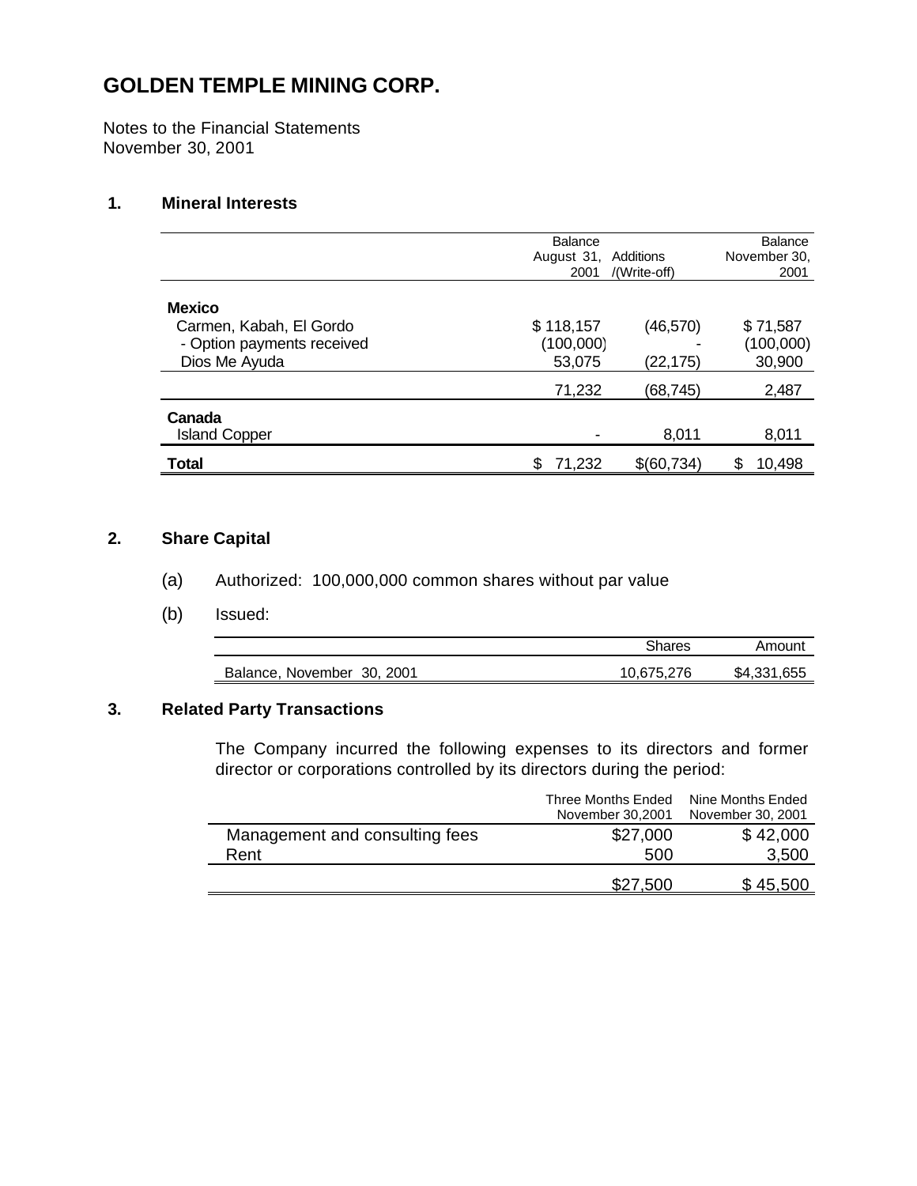# GOLDEN TEMPLE MINING CORP.

Notes to the Financial Statements
November 30, 2001

## 1. Mineral Interests

| | Balance August 31, 2001 | Additions /(Write-off) | Balance November 30, 2001 |
|---|---|---|---|
| **Mexico** | | | |
| Carmen, Kabah, El Gordo | $ 118,157 | (46,570) | $ 71,587 |
| - Option payments received | (100,000) | - | (100,000) |
| Dios Me Ayuda | 53,075 | (22,175) | 30,900 |
| | 71,232 | (68,745) | 2,487 |
| **Canada** | | | |
| Island Copper | - | 8,011 | 8,011 |
| **Total** | $ 71,232 | $(60,734) | $ 10,498 |

## 2. Share Capital

(a) Authorized: 100,000,000 common shares without par value

(b) Issued:

| | Shares | Amount |
|---|---|---|
| Balance, November 30, 2001 | 10,675,276 | $4,331,655 |

## 3. Related Party Transactions

The Company incurred the following expenses to its directors and former director or corporations controlled by its directors during the period:

| | Three Months Ended November 30,2001 | Nine Months Ended November 30, 2001 |
|---|---|---|
| Management and consulting fees | $27,000 | $ 42,000 |
| Rent | 500 | 3,500 |
| | $27,500 | $ 45,500 |